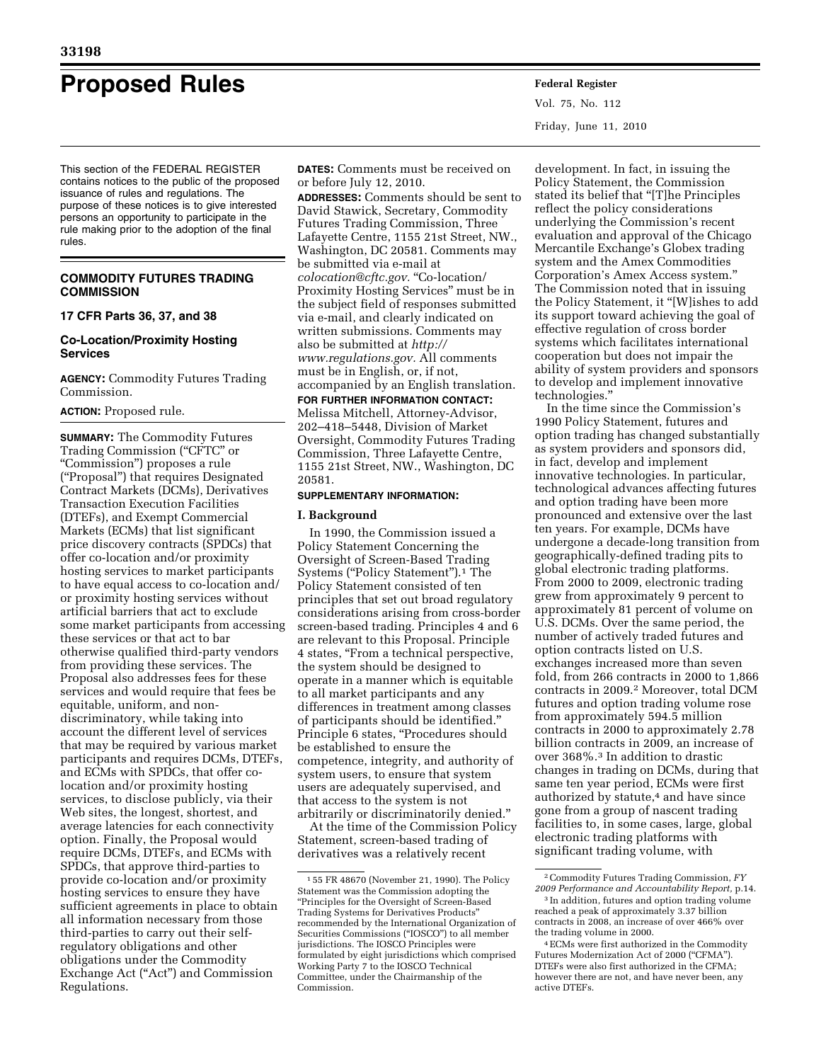# Proposed Rules

This section of the FEDERAL REGISTER contains notices to the public of the proposed issuance of rules and regulations. The purpose of these notices is to give interested persons an opportunity to participate in the rule making prior to the adoption of the final rules.

## COMMODITY FUTURES TRADING COMMISSION

### 17 CFR Parts 36, 37, and 38

### Co-Location/Proximity Hosting Services

**AGENCY:** Commodity Futures Trading Commission.

**ACTION:** Proposed rule.

**SUMMARY:** The Commodity Futures Trading Commission ("CFTC" or "Commission") proposes a rule ("Proposal") that requires Designated Contract Markets (DCMs), Derivatives Transaction Execution Facilities (DTEFs), and Exempt Commercial Markets (ECMs) that list significant price discovery contracts (SPDCs) that offer co-location and/or proximity hosting services to market participants to have equal access to co-location and/or proximity hosting services without artificial barriers that act to exclude some market participants from accessing these services or that act to bar otherwise qualified third-party vendors from providing these services. The Proposal also addresses fees for these services and would require that fees be equitable, uniform, and non-discriminatory, while taking into account the different level of services that may be required by various market participants and requires DCMs, DTEFs, and ECMs with SPDCs, that offer co-location and/or proximity hosting services, to disclose publicly, via their Web sites, the longest, shortest, and average latencies for each connectivity option. Finally, the Proposal would require DCMs, DTEFs, and ECMs with SPDCs, that approve third-parties to provide co-location and/or proximity hosting services to ensure they have sufficient agreements in place to obtain all information necessary from those third-parties to carry out their self-regulatory obligations and other obligations under the Commodity Exchange Act ("Act") and Commission Regulations.

**DATES:** Comments must be received on or before July 12, 2010.

**ADDRESSES:** Comments should be sent to David Stawick, Secretary, Commodity Futures Trading Commission, Three Lafayette Centre, 1155 21st Street, NW., Washington, DC 20581. Comments may be submitted via e-mail at *colocation@cftc.gov*. "Co-location/Proximity Hosting Services" must be in the subject field of responses submitted via e-mail, and clearly indicated on written submissions. Comments may also be submitted at *http://www.regulations.gov*. All comments must be in English, or, if not, accompanied by an English translation.

**FOR FURTHER INFORMATION CONTACT:** Melissa Mitchell, Attorney-Advisor, 202–418–5448, Division of Market Oversight, Commodity Futures Trading Commission, Three Lafayette Centre, 1155 21st Street, NW., Washington, DC 20581.

**SUPPLEMENTARY INFORMATION:**

#### I. Background

In 1990, the Commission issued a Policy Statement Concerning the Oversight of Screen-Based Trading Systems ("Policy Statement").[1] The Policy Statement consisted of ten principles that set out broad regulatory considerations arising from cross-border screen-based trading. Principles 4 and 6 are relevant to this Proposal. Principle 4 states, "From a technical perspective, the system should be designed to operate in a manner which is equitable to all market participants and any differences in treatment among classes of participants should be identified." Principle 6 states, "Procedures should be established to ensure the competence, integrity, and authority of system users, to ensure that system users are adequately supervised, and that access to the system is not arbitrarily or discriminatorily denied."

At the time of the Commission Policy Statement, screen-based trading of derivatives was a relatively recent development. In fact, in issuing the Policy Statement, the Commission stated its belief that "[T]he Principles reflect the policy considerations underlying the Commission's recent evaluation and approval of the Chicago Mercantile Exchange's Globex trading system and the Amex Commodities Corporation's Amex Access system." The Commission noted that in issuing the Policy Statement, it "[W]ishes to add its support toward achieving the goal of effective regulation of cross border systems which facilitates international cooperation but does not impair the ability of system providers and sponsors to develop and implement innovative technologies."

In the time since the Commission's 1990 Policy Statement, futures and option trading has changed substantially as system providers and sponsors did, in fact, develop and implement innovative technologies. In particular, technological advances affecting futures and option trading have been more pronounced and extensive over the last ten years. For example, DCMs have undergone a decade-long transition from geographically-defined trading pits to global electronic trading platforms. From 2000 to 2009, electronic trading grew from approximately 9 percent to approximately 81 percent of volume on U.S. DCMs. Over the same period, the number of actively traded futures and option contracts listed on U.S. exchanges increased more than seven fold, from 266 contracts in 2000 to 1,866 contracts in 2009.[2] Moreover, total DCM futures and option trading volume rose from approximately 594.5 million contracts in 2000 to approximately 2.78 billion contracts in 2009, an increase of over 368%.[3] In addition to drastic changes in trading on DCMs, during that same ten year period, ECMs were first authorized by statute,[4] and have since gone from a group of nascent trading facilities to, in some cases, large, global electronic trading platforms with significant trading volume, with

---

[1] 55 FR 48670 (November 21, 1990). The Policy Statement was the Commission adopting the "Principles for the Oversight of Screen-Based Trading Systems for Derivatives Products" recommended by the International Organization of Securities Commissions ("IOSCO") to all member jurisdictions. The IOSCO Principles were formulated by eight jurisdictions which comprised Working Party 7 to the IOSCO Technical Committee, under the Chairmanship of the Commission.

[2] Commodity Futures Trading Commission, *FY 2009 Performance and Accountability Report*, p.14.

[3] In addition, futures and option trading volume reached a peak of approximately 3.37 billion contracts in 2008, an increase of over 466% over the trading volume in 2000.

[4] ECMs were first authorized in the Commodity Futures Modernization Act of 2000 ("CFMA"). DTEFs were also first authorized in the CFMA; however there are not, and have never been, any active DTEFs.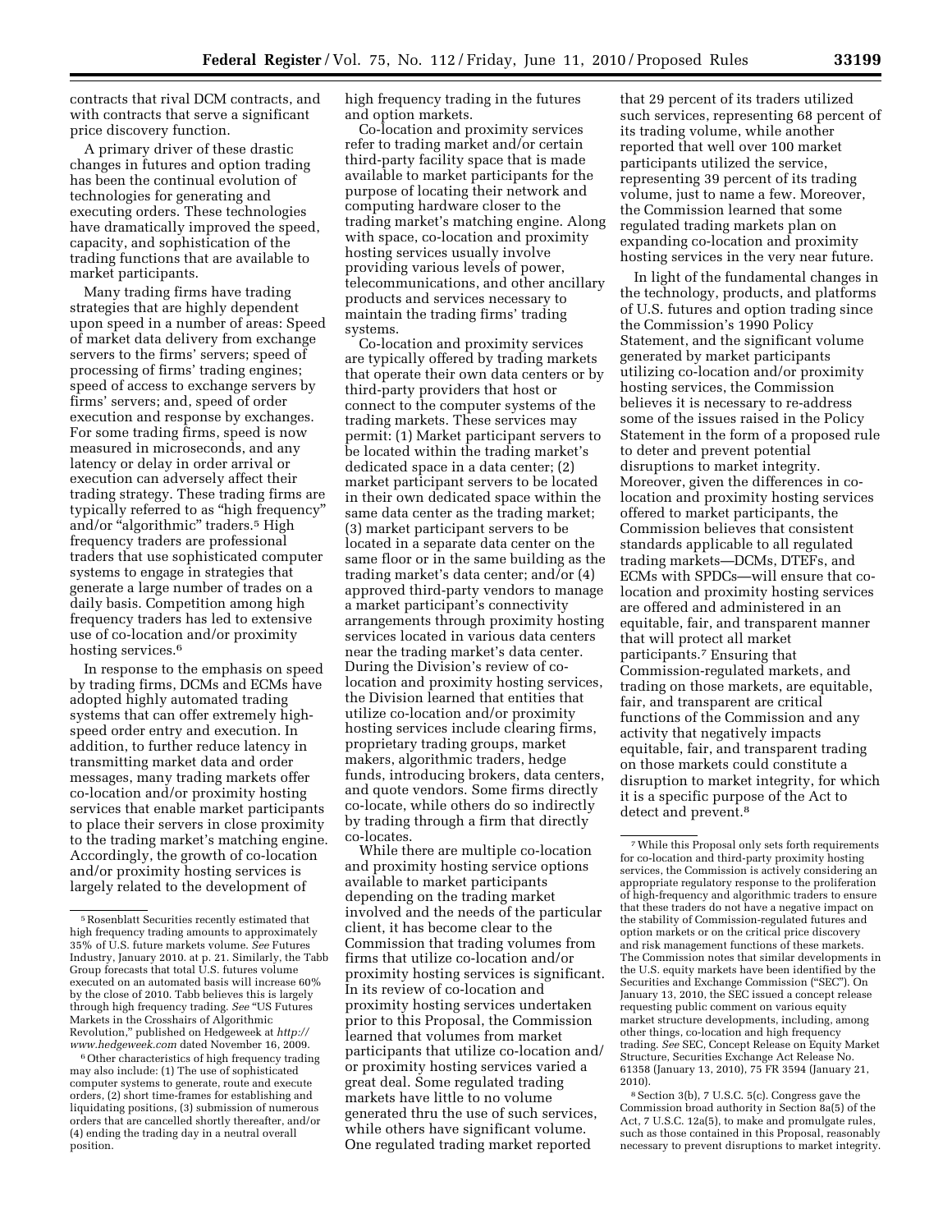contracts that rival DCM contracts, and with contracts that serve a significant price discovery function.

A primary driver of these drastic changes in futures and option trading has been the continual evolution of technologies for generating and executing orders. These technologies have dramatically improved the speed, capacity, and sophistication of the trading functions that are available to market participants.

Many trading firms have trading strategies that are highly dependent upon speed in a number of areas: Speed of market data delivery from exchange servers to the firms' servers; speed of processing of firms' trading engines; speed of access to exchange servers by firms' servers; and, speed of order execution and response by exchanges. For some trading firms, speed is now measured in microseconds, and any latency or delay in order arrival or execution can adversely affect their trading strategy. These trading firms are typically referred to as "high frequency" and/or "algorithmic" traders.[5] High frequency traders are professional traders that use sophisticated computer systems to engage in strategies that generate a large number of trades on a daily basis. Competition among high frequency traders has led to extensive use of co-location and/or proximity hosting services.[6]

In response to the emphasis on speed by trading firms, DCMs and ECMs have adopted highly automated trading systems that can offer extremely high-speed order entry and execution. In addition, to further reduce latency in transmitting market data and order messages, many trading markets offer co-location and/or proximity hosting services that enable market participants to place their servers in close proximity to the trading market's matching engine. Accordingly, the growth of co-location and/or proximity hosting services is largely related to the development of high frequency trading in the futures and option markets.

Co-location and proximity services refer to trading market and/or certain third-party facility space that is made available to market participants for the purpose of locating their network and computing hardware closer to the trading market's matching engine. Along with space, co-location and proximity hosting services usually involve providing various levels of power, telecommunications, and other ancillary products and services necessary to maintain the trading firms' trading systems.

Co-location and proximity services are typically offered by trading markets that operate their own data centers or by third-party providers that host or connect to the computer systems of the trading markets. These services may permit: (1) Market participant servers to be located within the trading market's dedicated space in a data center; (2) market participant servers to be located in their own dedicated space within the same data center as the trading market; (3) market participant servers to be located in a separate data center on the same floor or in the same building as the trading market's data center; and/or (4) approved third-party vendors to manage a market participant's connectivity arrangements through proximity hosting services located in various data centers near the trading market's data center. During the Division's review of co-location and proximity hosting services, the Division learned that entities that utilize co-location and/or proximity hosting services include clearing firms, proprietary trading groups, market makers, algorithmic traders, hedge funds, introducing brokers, data centers, and quote vendors. Some firms directly co-locate, while others do so indirectly by trading through a firm that directly co-locates.

While there are multiple co-location and proximity hosting service options available to market participants depending on the trading market involved and the needs of the particular client, it has become clear to the Commission that trading volumes from firms that utilize co-location and/or proximity hosting services is significant. In its review of co-location and proximity hosting services undertaken prior to this Proposal, the Commission learned that volumes from market participants that utilize co-location and/or proximity hosting services varied a great deal. Some regulated trading markets have little to no volume generated thru the use of such services, while others have significant volume. One regulated trading market reported that 29 percent of its traders utilized such services, representing 68 percent of its trading volume, while another reported that well over 100 market participants utilized the service, representing 39 percent of its trading volume, just to name a few. Moreover, the Commission learned that some regulated trading markets plan on expanding co-location and proximity hosting services in the very near future.

In light of the fundamental changes in the technology, products, and platforms of U.S. futures and option trading since the Commission's 1990 Policy Statement, and the significant volume generated by market participants utilizing co-location and/or proximity hosting services, the Commission believes it is necessary to re-address some of the issues raised in the Policy Statement in the form of a proposed rule to deter and prevent potential disruptions to market integrity. Moreover, given the differences in co-location and proximity hosting services offered to market participants, the Commission believes that consistent standards applicable to all regulated trading markets—DCMs, DTEFs, and ECMs with SPDCs—will ensure that co-location and proximity hosting services are offered and administered in an equitable, fair, and transparent manner that will protect all market participants.[7] Ensuring that Commission-regulated markets, and trading on those markets, are equitable, fair, and transparent are critical functions of the Commission and any activity that negatively impacts equitable, fair, and transparent trading on those markets could constitute a disruption to market integrity, for which it is a specific purpose of the Act to detect and prevent.[8]

---

[5] Rosenblatt Securities recently estimated that high frequency trading amounts to approximately 35% of U.S. future markets volume. *See* Futures Industry, January 2010. at p. 21. Similarly, the Tabb Group forecasts that total U.S. futures volume executed on an automated basis will increase 60% by the close of 2010. Tabb believes this is largely through high frequency trading. *See* "US Futures Markets in the Crosshairs of Algorithmic Revolution," published on Hedgeweek at *http://www.hedgeweek.com* dated November 16, 2009.

[6] Other characteristics of high frequency trading may also include: (1) The use of sophisticated computer systems to generate, route and execute orders, (2) short time-frames for establishing and liquidating positions, (3) submission of numerous orders that are cancelled shortly thereafter, and/or (4) ending the trading day in a neutral overall position.

[7] While this Proposal only sets forth requirements for co-location and third-party proximity hosting services, the Commission is actively considering an appropriate regulatory response to the proliferation of high-frequency and algorithmic traders to ensure that these traders do not have a negative impact on the stability of Commission-regulated futures and option markets or on the critical price discovery and risk management functions of these markets. The Commission notes that similar developments in the U.S. equity markets have been identified by the Securities and Exchange Commission ("SEC"). On January 13, 2010, the SEC issued a concept release requesting public comment on various equity market structure developments, including, among other things, co-location and high frequency trading. *See* SEC, Concept Release on Equity Market Structure, Securities Exchange Act Release No. 61358 (January 13, 2010), 75 FR 3594 (January 21, 2010).

[8] Section 3(b), 7 U.S.C. 5(c). Congress gave the Commission broad authority in Section 8a(5) of the Act, 7 U.S.C. 12a(5), to make and promulgate rules, such as those contained in this Proposal, reasonably necessary to prevent disruptions to market integrity.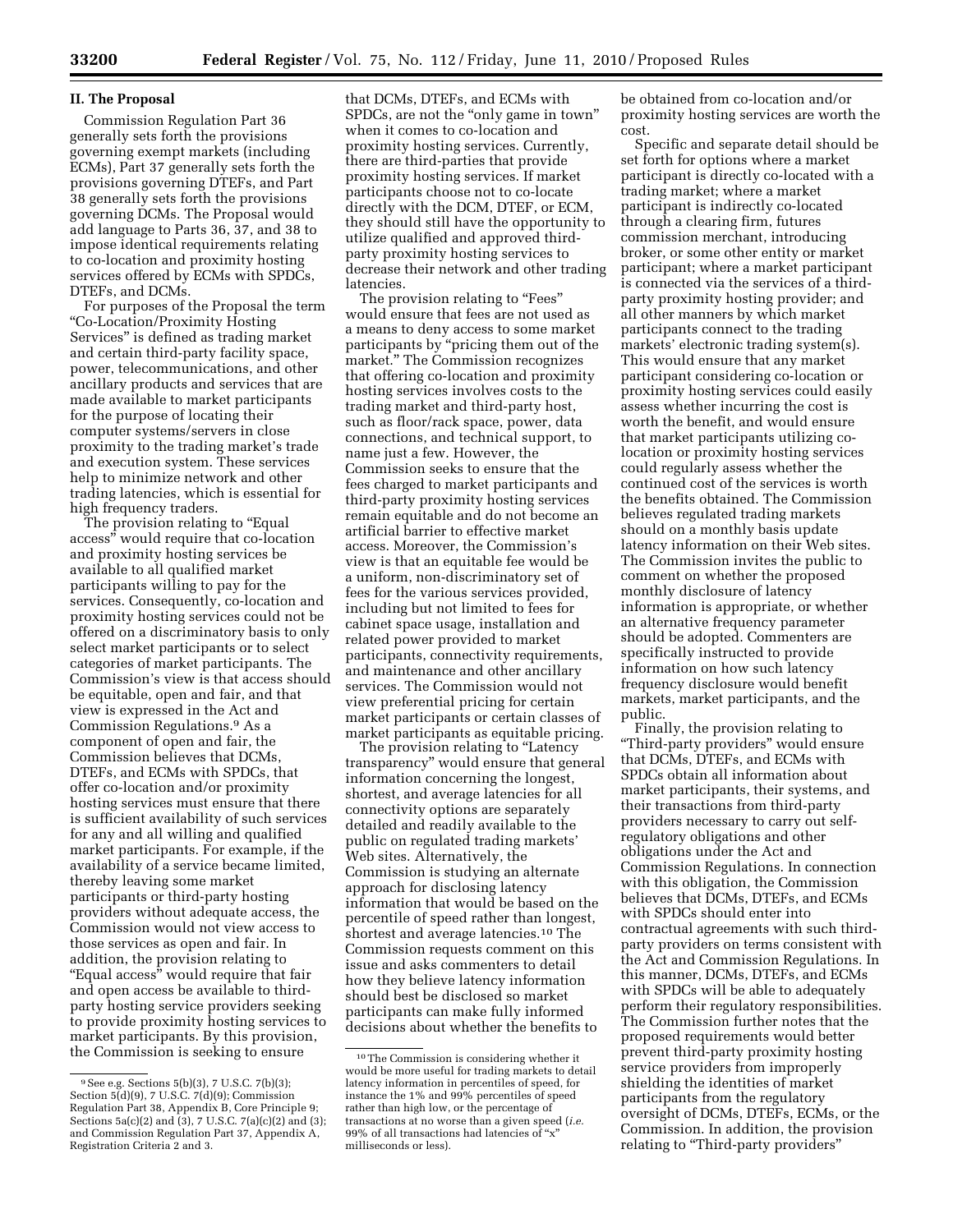## II. The Proposal

Commission Regulation Part 36 generally sets forth the provisions governing exempt markets (including ECMs), Part 37 generally sets forth the provisions governing DTEFs, and Part 38 generally sets forth the provisions governing DCMs. The Proposal would add language to Parts 36, 37, and 38 to impose identical requirements relating to co-location and proximity hosting services offered by ECMs with SPDCs, DTEFs, and DCMs.

For purposes of the Proposal the term "Co-Location/Proximity Hosting Services" is defined as trading market and certain third-party facility space, power, telecommunications, and other ancillary products and services that are made available to market participants for the purpose of locating their computer systems/servers in close proximity to the trading market's trade and execution system. These services help to minimize network and other trading latencies, which is essential for high frequency traders.

The provision relating to "Equal access" would require that co-location and proximity hosting services be available to all qualified market participants willing to pay for the services. Consequently, co-location and proximity hosting services could not be offered on a discriminatory basis to only select market participants or to select categories of market participants. The Commission's view is that access should be equitable, open and fair, and that view is expressed in the Act and Commission Regulations.[9] As a component of open and fair, the Commission believes that DCMs, DTEFs, and ECMs with SPDCs, that offer co-location and/or proximity hosting services must ensure that there is sufficient availability of such services for any and all willing and qualified market participants. For example, if the availability of a service became limited, thereby leaving some market participants or third-party hosting providers without adequate access, the Commission would not view access to those services as open and fair. In addition, the provision relating to "Equal access" would require that fair and open access be available to third-party hosting service providers seeking to provide proximity hosting services to market participants. By this provision, the Commission is seeking to ensure that DCMs, DTEFs, and ECMs with SPDCs, are not the "only game in town" when it comes to co-location and proximity hosting services. Currently, there are third-parties that provide proximity hosting services. If market participants choose not to co-locate directly with the DCM, DTEF, or ECM, they should still have the opportunity to utilize qualified and approved third-party proximity hosting services to decrease their network and other trading latencies.

The provision relating to "Fees" would ensure that fees are not used as a means to deny access to some market participants by "pricing them out of the market." The Commission recognizes that offering co-location and proximity hosting services involves costs to the trading market and third-party host, such as floor/rack space, power, data connections, and technical support, to name just a few. However, the Commission seeks to ensure that the fees charged to market participants and third-party proximity hosting services remain equitable and do not become an artificial barrier to effective market access. Moreover, the Commission's view is that an equitable fee would be a uniform, non-discriminatory set of fees for the various services provided, including but not limited to fees for cabinet space usage, installation and related power provided to market participants, connectivity requirements, and maintenance and other ancillary services. The Commission would not view preferential pricing for certain market participants or certain classes of market participants as equitable pricing.

The provision relating to "Latency transparency" would ensure that general information concerning the longest, shortest, and average latencies for all connectivity options are separately detailed and readily available to the public on regulated trading markets' Web sites. Alternatively, the Commission is studying an alternate approach for disclosing latency information that would be based on the percentile of speed rather than longest, shortest and average latencies.[10] The Commission requests comment on this issue and asks commenters to detail how they believe latency information should best be disclosed so market participants can make fully informed decisions about whether the benefits to be obtained from co-location and/or proximity hosting services are worth the cost.

Specific and separate detail should be set forth for options where a market participant is directly co-located with a trading market; where a market participant is indirectly co-located through a clearing firm, futures commission merchant, introducing broker, or some other entity or market participant; where a market participant is connected via the services of a third-party proximity hosting provider; and all other manners by which market participants connect to the trading markets' electronic trading system(s). This would ensure that any market participant considering co-location or proximity hosting services could easily assess whether incurring the cost is worth the benefit, and would ensure that market participants utilizing co-location or proximity hosting services could regularly assess whether the continued cost of the services is worth the benefits obtained. The Commission believes regulated trading markets should on a monthly basis update latency information on their Web sites. The Commission invites the public to comment on whether the proposed monthly disclosure of latency information is appropriate, or whether an alternative frequency parameter should be adopted. Commenters are specifically instructed to provide information on how such latency frequency disclosure would benefit markets, market participants, and the public.

Finally, the provision relating to "Third-party providers" would ensure that DCMs, DTEFs, and ECMs with SPDCs obtain all information about market participants, their systems, and their transactions from third-party providers necessary to carry out self-regulatory obligations and other obligations under the Act and Commission Regulations. In connection with this obligation, the Commission believes that DCMs, DTEFs, and ECMs with SPDCs should enter into contractual agreements with such third-party providers on terms consistent with the Act and Commission Regulations. In this manner, DCMs, DTEFs, and ECMs with SPDCs will be able to adequately perform their regulatory responsibilities. The Commission further notes that the proposed requirements would better prevent third-party proximity hosting service providers from improperly shielding the identities of market participants from the regulatory oversight of DCMs, DTEFs, ECMs, or the Commission. In addition, the provision relating to "Third-party providers"

---

[9] See e.g. Sections 5(b)(3), 7 U.S.C. 7(b)(3); Section 5(d)(9), 7 U.S.C. 7(d)(9); Commission Regulation Part 38, Appendix B, Core Principle 9; Sections 5a(c)(2) and (3), 7 U.S.C. 7(a)(c)(2) and (3); and Commission Regulation Part 37, Appendix A, Registration Criteria 2 and 3.

[10] The Commission is considering whether it would be more useful for trading markets to detail latency information in percentiles of speed, for instance the 1% and 99% percentiles of speed rather than high low, or the percentage of transactions at no worse than a given speed (*i.e.* 99% of all transactions had latencies of "x" milliseconds or less).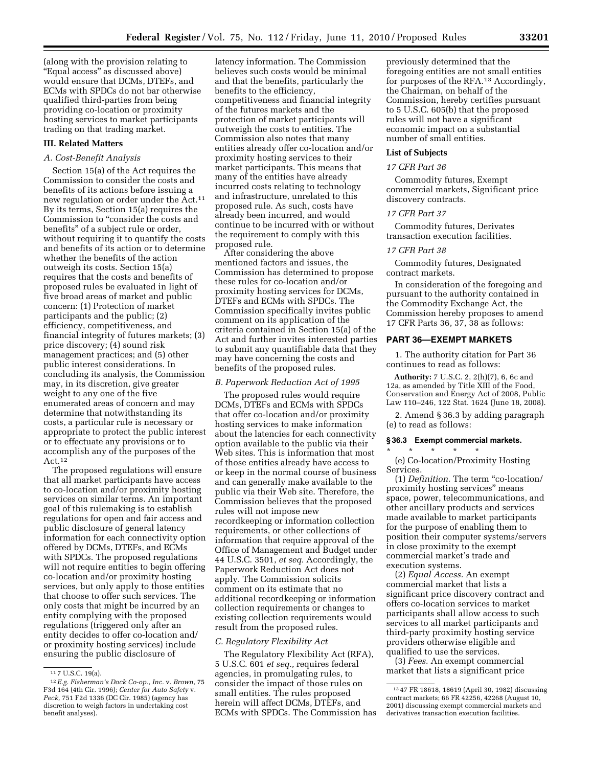(along with the provision relating to "Equal access" as discussed above) would ensure that DCMs, DTEFs, and ECMs with SPDCs do not bar otherwise qualified third-parties from being providing co-location or proximity hosting services to market participants trading on that trading market.

### III. Related Matters

#### *A. Cost-Benefit Analysis*

Section 15(a) of the Act requires the Commission to consider the costs and benefits of its actions before issuing a new regulation or order under the Act.[11] By its terms, Section 15(a) requires the Commission to "consider the costs and benefits" of a subject rule or order, without requiring it to quantify the costs and benefits of its action or to determine whether the benefits of the action outweigh its costs. Section 15(a) requires that the costs and benefits of proposed rules be evaluated in light of five broad areas of market and public concern: (1) Protection of market participants and the public; (2) efficiency, competitiveness, and financial integrity of futures markets; (3) price discovery; (4) sound risk management practices; and (5) other public interest considerations. In concluding its analysis, the Commission may, in its discretion, give greater weight to any one of the five enumerated areas of concern and may determine that notwithstanding its costs, a particular rule is necessary or appropriate to protect the public interest or to effectuate any provisions or to accomplish any of the purposes of the Act.[12]

The proposed regulations will ensure that all market participants have access to co-location and/or proximity hosting services on similar terms. An important goal of this rulemaking is to establish regulations for open and fair access and public disclosure of general latency information for each connectivity option offered by DCMs, DTEFs, and ECMs with SPDCs. The proposed regulations will not require entities to begin offering co-location and/or proximity hosting services, but only apply to those entities that choose to offer such services. The only costs that might be incurred by an entity complying with the proposed regulations (triggered only after an entity decides to offer co-location and/or proximity hosting services) include ensuring the public disclosure of latency information. The Commission believes such costs would be minimal and that the benefits, particularly the benefits to the efficiency, competitiveness and financial integrity of the futures markets and the protection of market participants will outweigh the costs to entities. The Commission also notes that many entities already offer co-location and/or proximity hosting services to their market participants. This means that many of the entities have already incurred costs relating to technology and infrastructure, unrelated to this proposed rule. As such, costs have already been incurred, and would continue to be incurred with or without the requirement to comply with this proposed rule.

After considering the above mentioned factors and issues, the Commission has determined to propose these rules for co-location and/or proximity hosting services for DCMs, DTEFs and ECMs with SPDCs. The Commission specifically invites public comment on its application of the criteria contained in Section 15(a) of the Act and further invites interested parties to submit any quantifiable data that they may have concerning the costs and benefits of the proposed rules.

#### *B. Paperwork Reduction Act of 1995*

The proposed rules would require DCMs, DTEFs and ECMs with SPDCs that offer co-location and/or proximity hosting services to make information about the latencies for each connectivity option available to the public via their Web sites. This is information that most of those entities already have access to or keep in the normal course of business and can generally make available to the public via their Web site. Therefore, the Commission believes that the proposed rules will not impose new recordkeeping or information collection requirements, or other collections of information that require approval of the Office of Management and Budget under 44 U.S.C. 3501, *et seq.* Accordingly, the Paperwork Reduction Act does not apply. The Commission solicits comment on its estimate that no additional recordkeeping or information collection requirements or changes to existing collection requirements would result from the proposed rules.

#### *C. Regulatory Flexibility Act*

The Regulatory Flexibility Act (RFA), 5 U.S.C. 601 *et seq.,* requires federal agencies, in promulgating rules, to consider the impact of those rules on small entities. The rules proposed herein will affect DCMs, DTEFs, and ECMs with SPDCs. The Commission has previously determined that the foregoing entities are not small entities for purposes of the RFA.[13] Accordingly, the Chairman, on behalf of the Commission, hereby certifies pursuant to 5 U.S.C. 605(b) that the proposed rules will not have a significant economic impact on a substantial number of small entities.

### List of Subjects

*17 CFR Part 36*

Commodity futures, Exempt commercial markets, Significant price discovery contracts.

*17 CFR Part 37*

Commodity futures, Derivates transaction execution facilities.

*17 CFR Part 38*

Commodity futures, Designated contract markets.

In consideration of the foregoing and pursuant to the authority contained in the Commodity Exchange Act, the Commission hereby proposes to amend 17 CFR Parts 36, 37, 38 as follows:

## PART 36—EXEMPT MARKETS

1. The authority citation for Part 36 continues to read as follows:

**Authority:** 7 U.S.C. 2, 2(h)(7), 6, 6c and 12a, as amended by Title XIII of the Food, Conservation and Energy Act of 2008, Public Law 110–246, 122 Stat. 1624 (June 18, 2008).

2. Amend § 36.3 by adding paragraph (e) to read as follows:

**§ 36.3 Exempt commercial markets.**

\* \* \* \* \*

(e) Co-location/Proximity Hosting Services.

(1) *Definition.* The term "co-location/proximity hosting services" means space, power, telecommunications, and other ancillary products and services made available to market participants for the purpose of enabling them to position their computer systems/servers in close proximity to the exempt commercial market's trade and execution systems.

(2) *Equal Access.* An exempt commercial market that lists a significant price discovery contract and offers co-location services to market participants shall allow access to such services to all market participants and third-party proximity hosting service providers otherwise eligible and qualified to use the services.

(3) *Fees.* An exempt commercial market that lists a significant price

---

[11] 7 U.S.C. 19(a).

[12] *E.g. Fisherman's Dock Co-op., Inc.* v. *Brown,* 75 F3d 164 (4th Cir. 1996); *Center for Auto Safety* v. *Peck,* 751 F2d 1336 (DC Cir. 1985) (agency has discretion to weigh factors in undertaking cost benefit analyses).

[13] 47 FR 18618, 18619 (April 30, 1982) discussing contract markets; 66 FR 42256, 42268 (August 10, 2001) discussing exempt commercial markets and derivatives transaction execution facilities.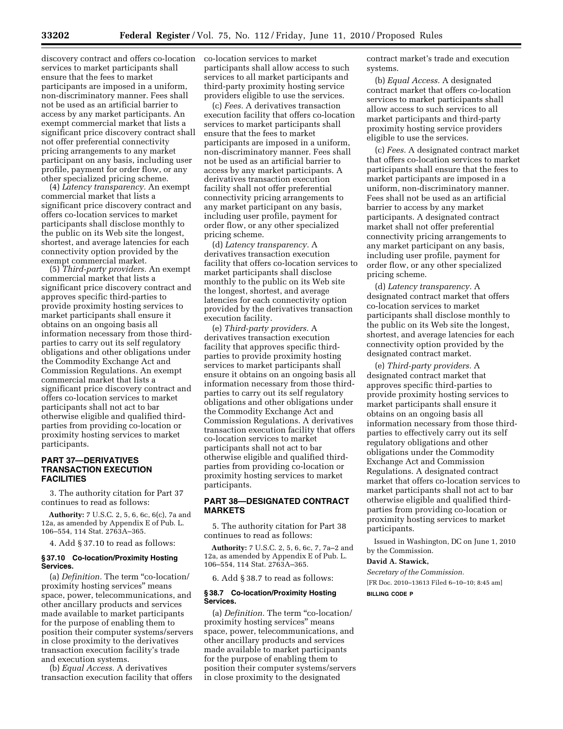discovery contract and offers co-location services to market participants shall ensure that the fees to market participants are imposed in a uniform, non-discriminatory manner. Fees shall not be used as an artificial barrier to access by any market participants. An exempt commercial market that lists a significant price discovery contract shall not offer preferential connectivity pricing arrangements to any market participant on any basis, including user profile, payment for order flow, or any other specialized pricing scheme.

(4) *Latency transparency.* An exempt commercial market that lists a significant price discovery contract and offers co-location services to market participants shall disclose monthly to the public on its Web site the longest, shortest, and average latencies for each connectivity option provided by the exempt commercial market.

(5) *Third-party providers.* An exempt commercial market that lists a significant price discovery contract and approves specific third-parties to provide proximity hosting services to market participants shall ensure it obtains on an ongoing basis all information necessary from those third-parties to carry out its self regulatory obligations and other obligations under the Commodity Exchange Act and Commission Regulations. An exempt commercial market that lists a significant price discovery contract and offers co-location services to market participants shall not act to bar otherwise eligible and qualified third-parties from providing co-location or proximity hosting services to market participants.

## PART 37—DERIVATIVES TRANSACTION EXECUTION FACILITIES

3. The authority citation for Part 37 continues to read as follows:

**Authority:** 7 U.S.C. 2, 5, 6, 6c, 6(c), 7a and 12a, as amended by Appendix E of Pub. L. 106–554, 114 Stat. 2763A–365.

4. Add § 37.10 to read as follows:

### § 37.10 Co-location/Proximity Hosting Services.

(a) *Definition.* The term "co-location/proximity hosting services" means space, power, telecommunications, and other ancillary products and services made available to market participants for the purpose of enabling them to position their computer systems/servers in close proximity to the derivatives transaction execution facility's trade and execution systems.

(b) *Equal Access.* A derivatives transaction execution facility that offers co-location services to market participants shall allow access to such services to all market participants and third-party proximity hosting service providers eligible to use the services.

(c) *Fees.* A derivatives transaction execution facility that offers co-location services to market participants shall ensure that the fees to market participants are imposed in a uniform, non-discriminatory manner. Fees shall not be used as an artificial barrier to access by any market participants. A derivatives transaction execution facility shall not offer preferential connectivity pricing arrangements to any market participant on any basis, including user profile, payment for order flow, or any other specialized pricing scheme.

(d) *Latency transparency.* A derivatives transaction execution facility that offers co-location services to market participants shall disclose monthly to the public on its Web site the longest, shortest, and average latencies for each connectivity option provided by the derivatives transaction execution facility.

(e) *Third-party providers.* A derivatives transaction execution facility that approves specific third-parties to provide proximity hosting services to market participants shall ensure it obtains on an ongoing basis all information necessary from those third-parties to carry out its self regulatory obligations and other obligations under the Commodity Exchange Act and Commission Regulations. A derivatives transaction execution facility that offers co-location services to market participants shall not act to bar otherwise eligible and qualified third-parties from providing co-location or proximity hosting services to market participants.

## PART 38—DESIGNATED CONTRACT MARKETS

5. The authority citation for Part 38 continues to read as follows:

**Authority:** 7 U.S.C. 2, 5, 6, 6c, 7, 7a–2 and 12a, as amended by Appendix E of Pub. L. 106–554, 114 Stat. 2763A–365.

6. Add § 38.7 to read as follows:

### § 38.7 Co-location/Proximity Hosting Services.

(a) *Definition.* The term "co-location/proximity hosting services" means space, power, telecommunications, and other ancillary products and services made available to market participants for the purpose of enabling them to position their computer systems/servers in close proximity to the designated contract market's trade and execution systems.

(b) *Equal Access.* A designated contract market that offers co-location services to market participants shall allow access to such services to all market participants and third-party proximity hosting service providers eligible to use the services.

(c) *Fees.* A designated contract market that offers co-location services to market participants shall ensure that the fees to market participants are imposed in a uniform, non-discriminatory manner. Fees shall not be used as an artificial barrier to access by any market participants. A designated contract market shall not offer preferential connectivity pricing arrangements to any market participant on any basis, including user profile, payment for order flow, or any other specialized pricing scheme.

(d) *Latency transparency.* A designated contract market that offers co-location services to market participants shall disclose monthly to the public on its Web site the longest, shortest, and average latencies for each connectivity option provided by the designated contract market.

(e) *Third-party providers.* A designated contract market that approves specific third-parties to provide proximity hosting services to market participants shall ensure it obtains on an ongoing basis all information necessary from those third-parties to effectively carry out its self regulatory obligations and other obligations under the Commodity Exchange Act and Commission Regulations. A designated contract market that offers co-location services to market participants shall not act to bar otherwise eligible and qualified third-parties from providing co-location or proximity hosting services to market participants.

Issued in Washington, DC on June 1, 2010 by the Commission.

**David A. Stawick,**

*Secretary of the Commission.*

[FR Doc. 2010–13613 Filed 6–10–10; 8:45 am]

**BILLING CODE P**